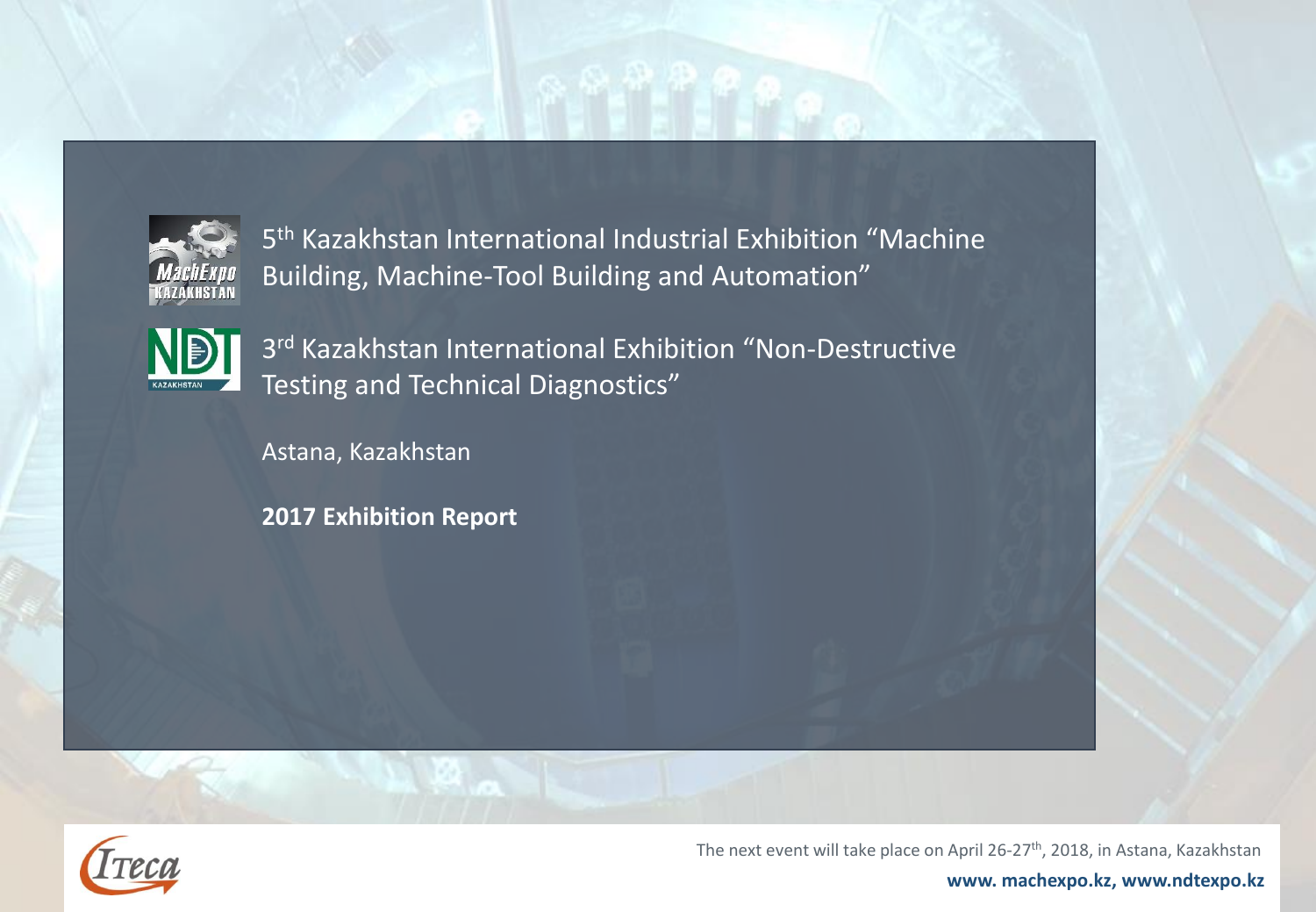5th Kazakhstan International Industrial Exhibition "Machine Building, Machine-Tool Building and Automation"

3rd Kazakhstan International Exhibition "Non-Destructive Testing and Technical Diagnostics"

Astana, Kazakhstan

**2017 Exhibition Report**

The next event will take place on April 26-27th, 2018, in Astana, Kazakhstan

**www. machexpo.kz, www.ndtexpo.kz**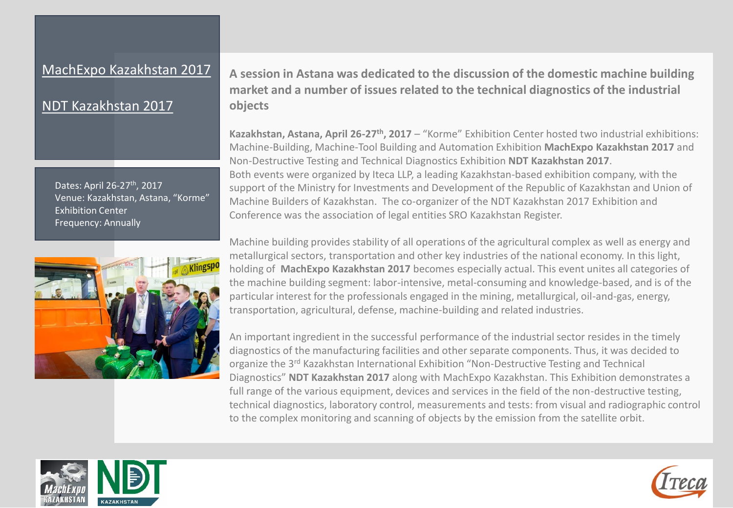[MachExpo Kazakhstan 2017]

[NDT Kazakhstan 2017]

Dates: April 26-27th, 2017
Venue: Kazakhstan, Astana, "Korme" Exhibition Center
Frequency: Annually

## A session in Astana was dedicated to the discussion of the domestic machine building market and a number of issues related to the technical diagnostics of the industrial objects

**Kazakhstan, Astana, April 26-27th, 2017** – "Korme" Exhibition Center hosted two industrial exhibitions: Machine-Building, Machine-Tool Building and Automation Exhibition **MachExpo Kazakhstan 2017** and Non-Destructive Testing and Technical Diagnostics Exhibition **NDT Kazakhstan 2017**.
Both events were organized by Iteca LLP, a leading Kazakhstan-based exhibition company, with the support of the Ministry for Investments and Development of the Republic of Kazakhstan and Union of Machine Builders of Kazakhstan. The co-organizer of the NDT Kazakhstan 2017 Exhibition and Conference was the association of legal entities SRO Kazakhstan Register.

Machine building provides stability of all operations of the agricultural complex as well as energy and metallurgical sectors, transportation and other key industries of the national economy. In this light, holding of **MachExpo Kazakhstan 2017** becomes especially actual. This event unites all categories of the machine building segment: labor-intensive, metal-consuming and knowledge-based, and is of the particular interest for the professionals engaged in the mining, metallurgical, oil-and-gas, energy, transportation, agricultural, defense, machine-building and related industries.

An important ingredient in the successful performance of the industrial sector resides in the timely diagnostics of the manufacturing facilities and other separate components. Thus, it was decided to organize the 3rd Kazakhstan International Exhibition "Non-Destructive Testing and Technical Diagnostics" **NDT Kazakhstan 2017** along with MachExpo Kazakhstan. This Exhibition demonstrates a full range of the various equipment, devices and services in the field of the non-destructive testing, technical diagnostics, laboratory control, measurements and tests: from visual and radiographic control to the complex monitoring and scanning of objects by the emission from the satellite orbit.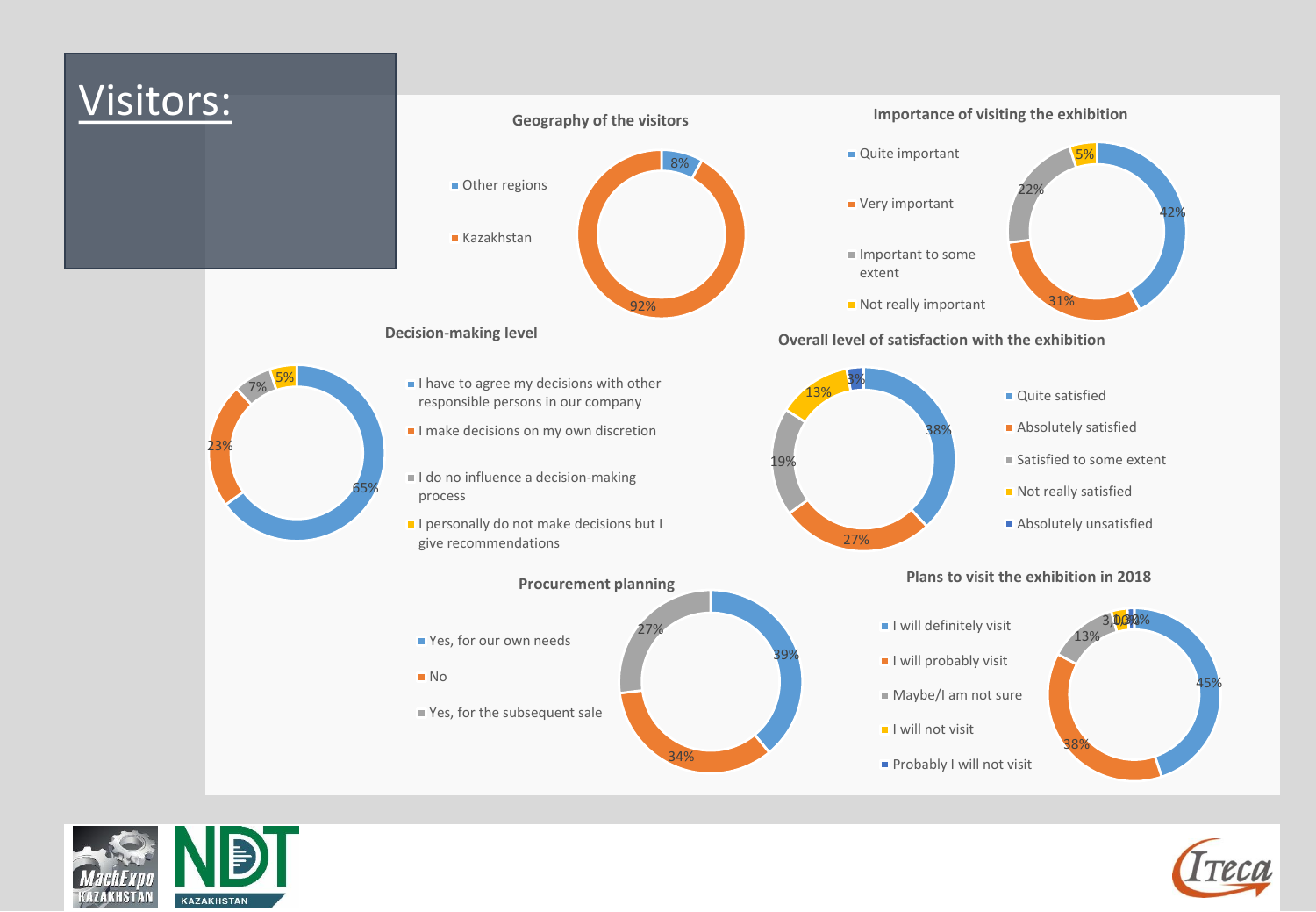# Visitors:

### Geography of the visitors

| Category | Share |
|---|---|
| Other regions | 8% |
| Kazakhstan | 92% |

### Importance of visiting the exhibition

| Category | Share |
|---|---|
| Quite important | 42% |
| Very important | 31% |
| Important to some extent | 22% |
| Not really important | 5% |

### Decision-making level

| Category | Share |
|---|---|
| I have to agree my decisions with other responsible persons in our company | 65% |
| I make decisions on my own discretion | 23% |
| I do no influence a decision-making process | 7% |
| I personally do not make decisions but I give recommendations | 5% |

### Overall level of satisfaction with the exhibition

| Category | Share |
|---|---|
| Quite satisfied | 38% |
| Absolutely satisfied | 27% |
| Satisfied to some extent | 19% |
| Not really satisfied | 13% |
| Absolutely unsatisfied | 3% |

### Procurement planning

| Category | Share |
|---|---|
| Yes, for our own needs | 39% |
| No | 34% |
| Yes, for the subsequent sale | 27% |

### Plans to visit the exhibition in 2018

| Category | Share |
|---|---|
| I will definitely visit | 45% |
| I will probably visit | 38% |
| Maybe/I am not sure | 13% |
| I will not visit | 3% |
| Probably I will not visit | 1% |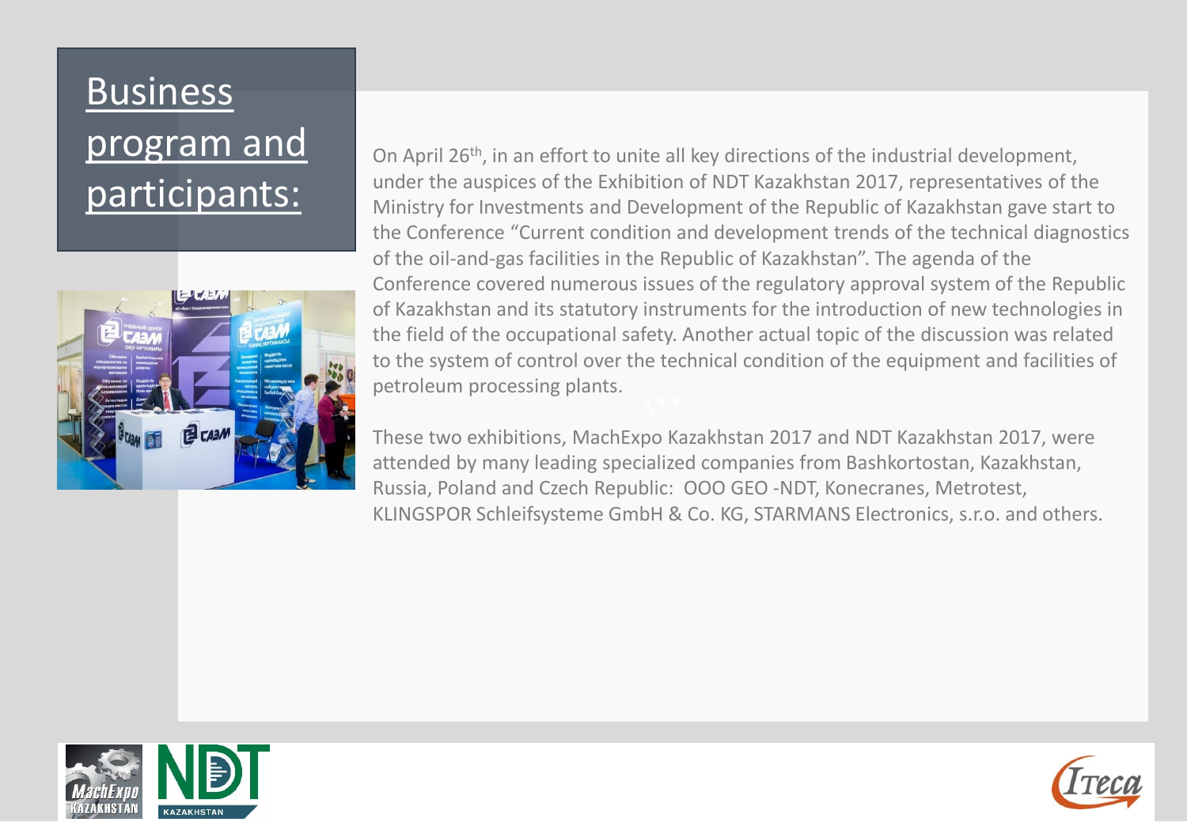# Business program and participants:

On April 26th, in an effort to unite all key directions of the industrial development, under the auspices of the Exhibition of NDT Kazakhstan 2017, representatives of the Ministry for Investments and Development of the Republic of Kazakhstan gave start to the Conference "Current condition and development trends of the technical diagnostics of the oil-and-gas facilities in the Republic of Kazakhstan". The agenda of the Conference covered numerous issues of the regulatory approval system of the Republic of Kazakhstan and its statutory instruments for the introduction of new technologies in the field of the occupational safety. Another actual topic of the discussion was related to the system of control over the technical condition of the equipment and facilities of petroleum processing plants.

These two exhibitions, MachExpo Kazakhstan 2017 and NDT Kazakhstan 2017, were attended by many leading specialized companies from Bashkortostan, Kazakhstan, Russia, Poland and Czech Republic: OOO GEO -NDT, Konecranes, Metrotest, KLINGSPOR Schleifsysteme GmbH & Co. KG, STARMANS Electronics, s.r.o. and others.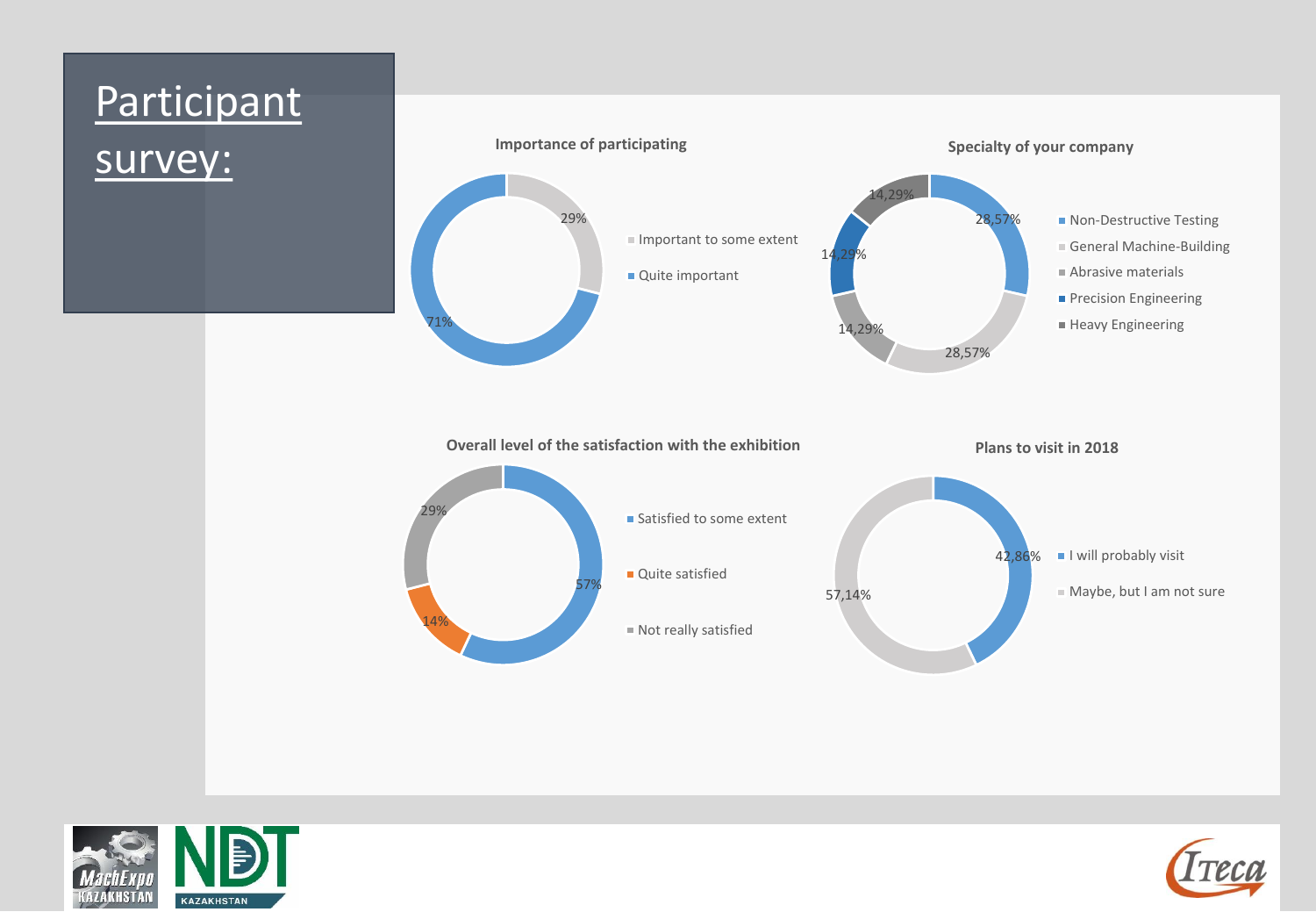# Participant survey:

### Importance of participating

| Response | Share |
|---|---|
| Important to some extent | 29% |
| Quite important | 71% |

### Specialty of your company

| Specialty | Share |
|---|---|
| Non-Destructive Testing | 28,57% |
| General Machine-Building | 28,57% |
| Abrasive materials | 14,29% |
| Precision Engineering | 14,29% |
| Heavy Engineering | 14,29% |

### Overall level of the satisfaction with the exhibition

| Response | Share |
|---|---|
| Satisfied to some extent | 57% |
| Quite satisfied | 14% |
| Not really satisfied | 29% |

### Plans to visit in 2018

| Response | Share |
|---|---|
| I will probably visit | 42,86% |
| Maybe, but I am not sure | 57,14% |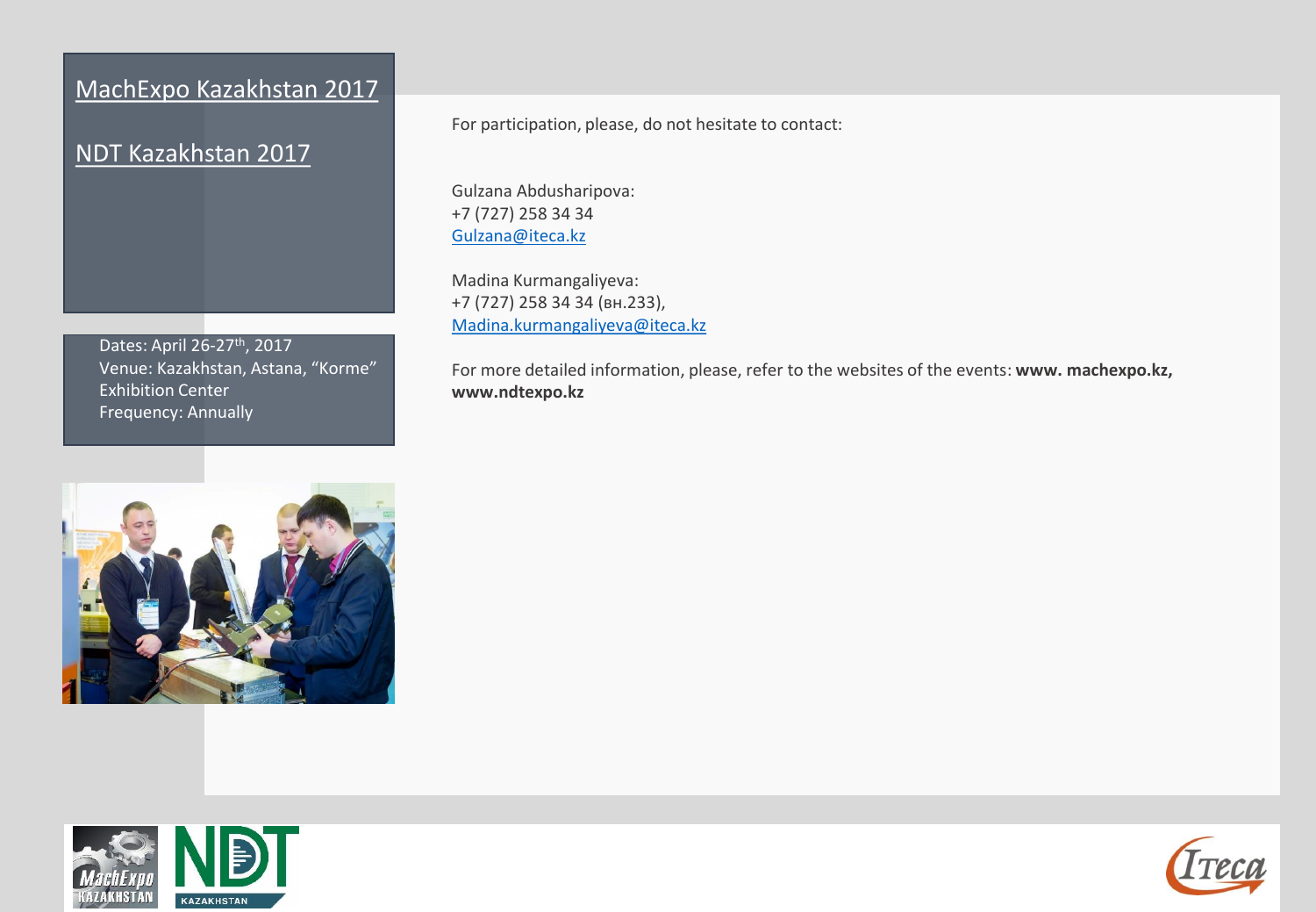## MachExpo Kazakhstan 2017

## NDT Kazakhstan 2017

Dates: April 26-27th, 2017
Venue: Kazakhstan, Astana, “Korme” Exhibition Center
Frequency: Annually

For participation, please, do not hesitate to contact:

Gulzana Abdusharipova:
+7 (727) 258 34 34
Gulzana@iteca.kz

Madina Kurmangaliyeva:
+7 (727) 258 34 34 (вн.233),
Madina.kurmangaliyeva@iteca.kz

For more detailed information, please, refer to the websites of the events: **www. machexpo.kz, www.ndtexpo.kz**